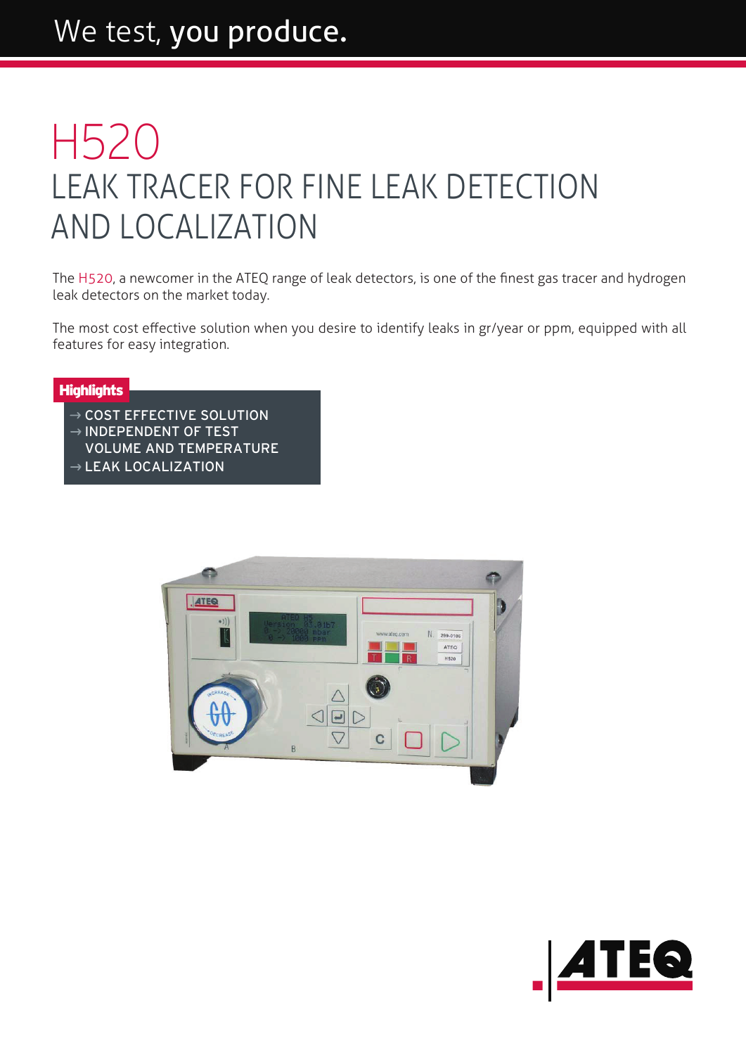We test, **you produce.**

# H520

## LEAK TRACER FOR FINE LEAK DETECTION AND LOCALIZATION

The H520, a newcomer in the ATEQ range of leak detectors, is one of the finest gas tracer and hydrogen leak detectors on the market today.

The most cost effective solution when you desire to identify leaks in gr/year or ppm, equipped with all features for easy integration.

**Highlights**

- → COST EFFECTIVE SOLUTION
- → INDEPENDENT OF TEST VOLUME AND TEMPERATURE
- → LEAK LOCALIZATION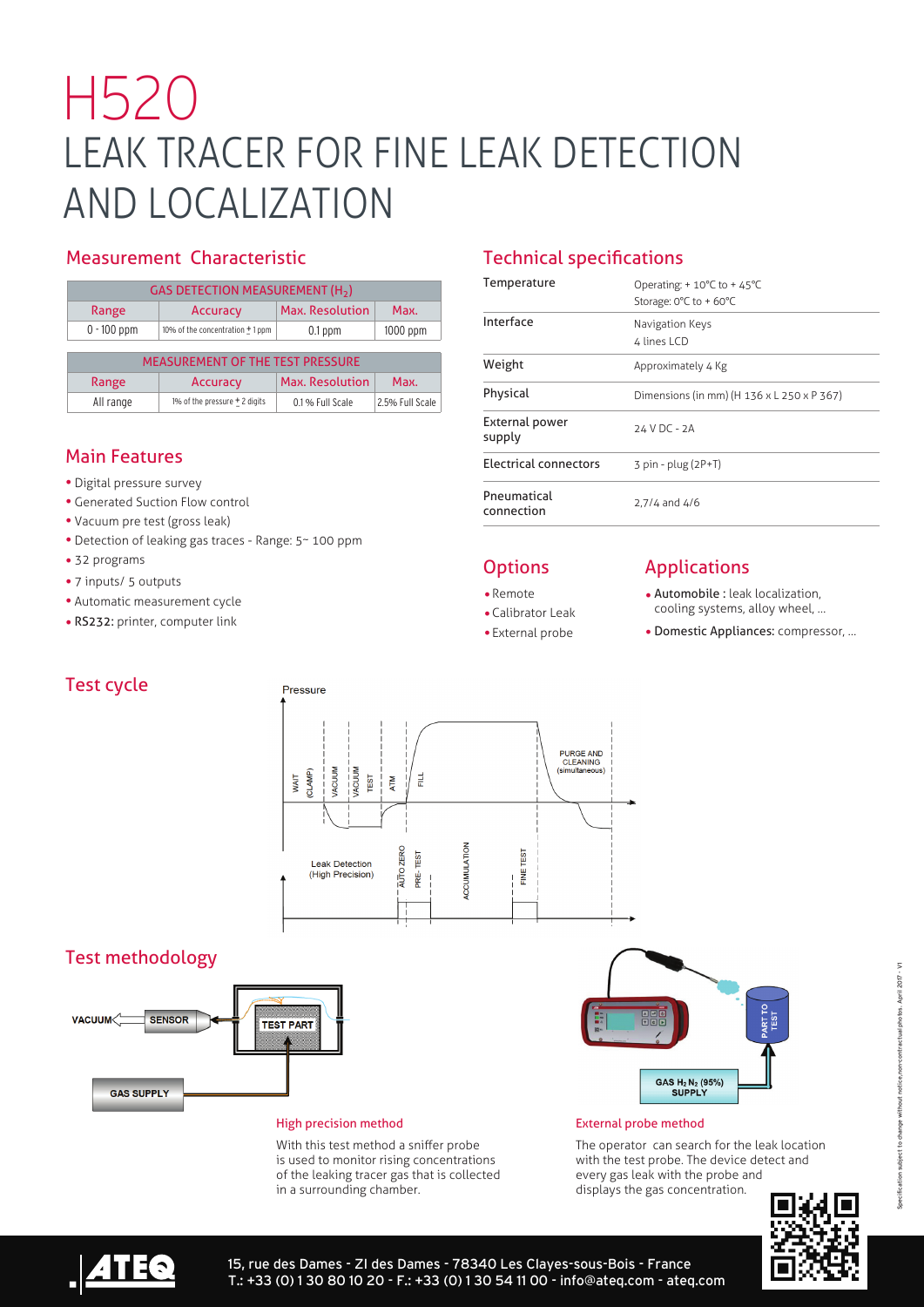# H520

# LEAK TRACER FOR FINE LEAK DETECTION AND LOCALIZATION

## Measurement Characteristic

| GAS DETECTION MEASUREMENT ($H_2$) | | | |
|---|---|---|---|
| Range | Accuracy | Max. Resolution | Max. |
| 0 - 100 ppm | 10% of the concentration ± 1 ppm | 0.1 ppm | 1000 ppm |

| MEASUREMENT OF THE TEST PRESSURE | | | |
|---|---|---|---|
| Range | Accuracy | Max. Resolution | Max. |
| All range | 1% of the pressure ± 2 digits | 0.1 % Full Scale | 2.5% Full Scale |

## Main Features

- Digital pressure survey
- Generated Suction Flow control
- Vacuum pre test (gross leak)
- Detection of leaking gas traces - Range: 5~ 100 ppm
- 32 programs
- 7 inputs/ 5 outputs
- Automatic measurement cycle
- RS232: printer, computer link

## Technical specifications

| | |
|---|---|
| Temperature | Operating: + 10°C to + 45°C<br>Storage: 0°C to + 60°C |
| Interface | Navigation Keys<br>4 lines LCD |
| Weight | Approximately 4 Kg |
| Physical | Dimensions (in mm) (H 136 x L 250 x P 367) |
| External power supply | 24 V DC - 2A |
| Electrical connectors | 3 pin - plug (2P+T) |
| Pneumatical connection | 2,7/4 and 4/6 |

## Options

- Remote
- Calibrator Leak
- External probe

## Applications

- **Automobile :** leak localization, cooling systems, alloy wheel, ...
- **Domestic Appliances:** compressor, ...

## Test cycle

Pressure

WAIT (CLAMP)
VACUUM
VACUUM TEST
ATM
FILL
PURGE AND CLEANING (simultaneous)

Leak Detection (High Precision)
AUTO ZERO
PRE- TEST
ACCUMULATION
FINE TEST

## Test methodology

VACUUM
SENSOR
TEST PART
GAS SUPPLY

PART TO TEST
GAS $H_2$ $N_2$ (95%) SUPPLY

### High precision method

With this test method a sniffer probe is used to monitor rising concentrations of the leaking tracer gas that is collected in a surrounding chamber.

### External probe method

The operator can search for the leak location with the test probe. The device detect and every gas leak with the probe and displays the gas concentration.

Specification subject to change without notice, non-contractual photos. April 2017 - V1

ATEQ

15, rue des Dames - ZI des Dames - 78340 Les Clayes-sous-Bois - France
T.: +33 (0) 1 30 80 10 20 - F.: +33 (0) 1 30 54 11 00 - info@ateq.com - ateq.com